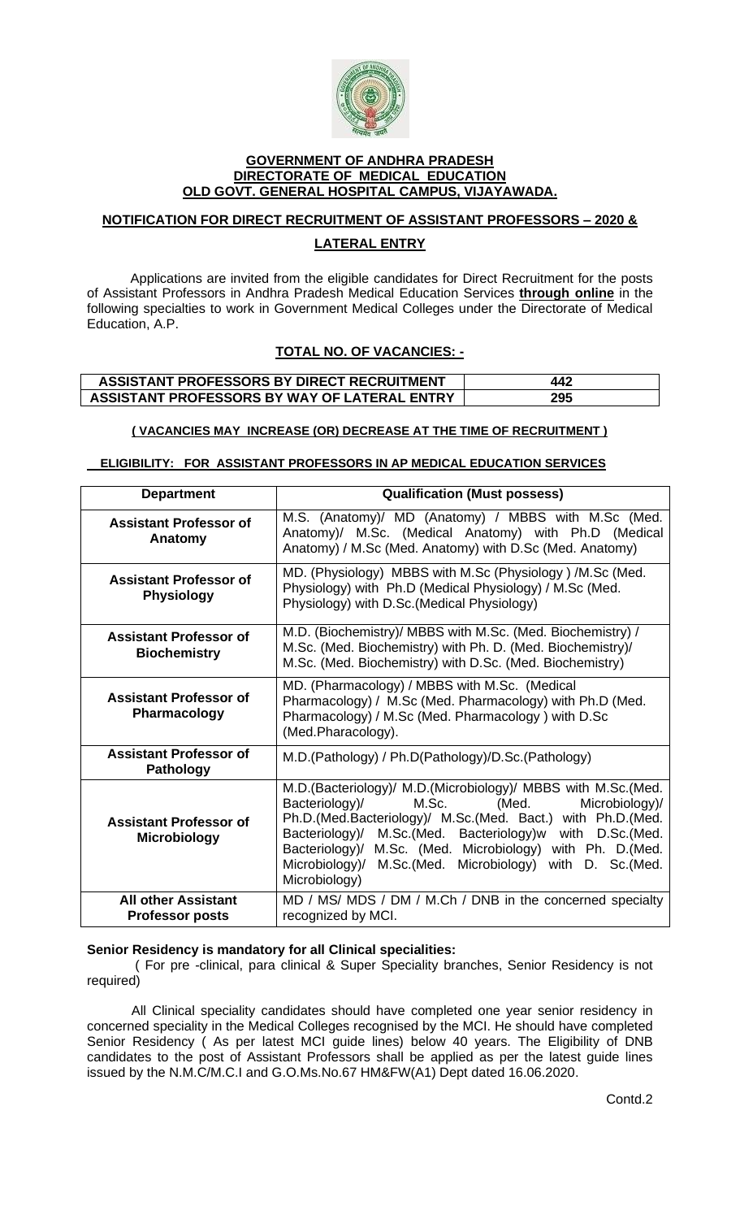# GOVERNMENT OF ANDHRA PRADESH
## DIRECTORATE OF MEDICAL EDUCATION
## OLD GOVT. GENERAL HOSPITAL CAMPUS, VIJAYAWADA.

### NOTIFICATION FOR DIRECT RECRUITMENT OF ASSISTANT PROFESSORS – 2020 & LATERAL ENTRY

Applications are invited from the eligible candidates for Direct Recruitment for the posts of Assistant Professors in Andhra Pradesh Medical Education Services **through online** in the following specialties to work in Government Medical Colleges under the Directorate of Medical Education, A.P.

### TOTAL NO. OF VACANCIES: -

| | |
|---|---|
| **ASSISTANT PROFESSORS BY DIRECT RECRUITMENT** | **442** |
| **ASSISTANT PROFESSORS BY WAY OF LATERAL ENTRY** | **295** |

**( VACANCIES MAY INCREASE (OR) DECREASE AT THE TIME OF RECRUITMENT )**

**ELIGIBILITY: FOR ASSISTANT PROFESSORS IN AP MEDICAL EDUCATION SERVICES**

| Department | Qualification (Must possess) |
|---|---|
| **Assistant Professor of Anatomy** | M.S. (Anatomy)/ MD (Anatomy) / MBBS with M.Sc (Med. Anatomy)/ M.Sc. (Medical Anatomy) with Ph.D (Medical Anatomy) / M.Sc (Med. Anatomy) with D.Sc (Med. Anatomy) |
| **Assistant Professor of Physiology** | MD. (Physiology) MBBS with M.Sc (Physiology ) /M.Sc (Med. Physiology) with Ph.D (Medical Physiology) / M.Sc (Med. Physiology) with D.Sc.(Medical Physiology) |
| **Assistant Professor of Biochemistry** | M.D. (Biochemistry)/ MBBS with M.Sc. (Med. Biochemistry) / M.Sc. (Med. Biochemistry) with Ph. D. (Med. Biochemistry)/ M.Sc. (Med. Biochemistry) with D.Sc. (Med. Biochemistry) |
| **Assistant Professor of Pharmacology** | MD. (Pharmacology) / MBBS with M.Sc. (Medical Pharmacology) / M.Sc (Med. Pharmacology) with Ph.D (Med. Pharmacology) / M.Sc (Med. Pharmacology ) with D.Sc (Med.Pharacology). |
| **Assistant Professor of Pathology** | M.D.(Pathology) / Ph.D(Pathology)/D.Sc.(Pathology) |
| **Assistant Professor of Microbiology** | M.D.(Bacteriology)/ M.D.(Microbiology)/ MBBS with M.Sc.(Med. Bacteriology)/ M.Sc. (Med. Microbiology)/ Ph.D.(Med.Bacteriology)/ M.Sc.(Med. Bact.) with Ph.D.(Med. Bacteriology)/ M.Sc.(Med. Bacteriology)w with D.Sc.(Med. Bacteriology)/ M.Sc. (Med. Microbiology) with Ph. D.(Med. Microbiology)/ M.Sc.(Med. Microbiology) with D. Sc.(Med. Microbiology) |
| **All other Assistant Professor posts** | MD / MS/ MDS / DM / M.Ch / DNB in the concerned specialty recognized by MCI. |

**Senior Residency is mandatory for all Clinical specialities:**

( For pre -clinical, para clinical & Super Speciality branches, Senior Residency is not required)

All Clinical speciality candidates should have completed one year senior residency in concerned speciality in the Medical Colleges recognised by the MCI. He should have completed Senior Residency ( As per latest MCI guide lines) below 40 years. The Eligibility of DNB candidates to the post of Assistant Professors shall be applied as per the latest guide lines issued by the N.M.C/M.C.I and G.O.Ms.No.67 HM&FW(A1) Dept dated 16.06.2020.

Contd.2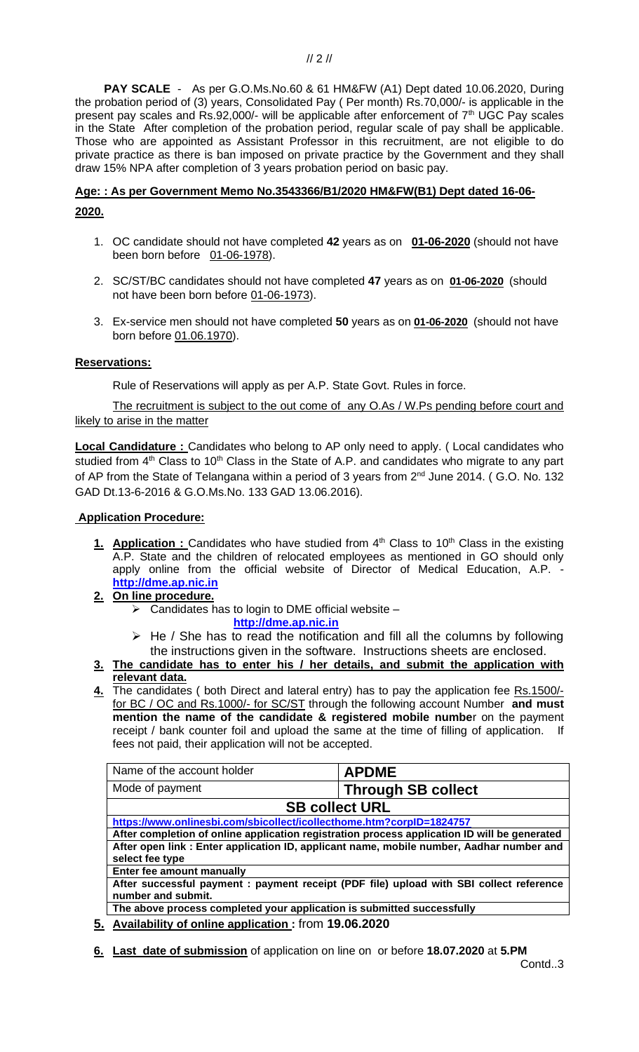**PAY SCALE** - As per G.O.Ms.No.60 & 61 HM&FW (A1) Dept dated 10.06.2020, During the probation period of (3) years, Consolidated Pay ( Per month) Rs.70,000/- is applicable in the present pay scales and Rs.92,000/- will be applicable after enforcement of 7th UGC Pay scales in the State After completion of the probation period, regular scale of pay shall be applicable. Those who are appointed as Assistant Professor in this recruitment, are not eligible to do private practice as there is ban imposed on private practice by the Government and they shall draw 15% NPA after completion of 3 years probation period on basic pay.

**Age: : As per Government Memo No.3543366/B1/2020 HM&FW(B1) Dept dated 16-06-2020.**

1. OC candidate should not have completed **42** years as on **01-06-2020** (should not have been born before 01-06-1978).
2. SC/ST/BC candidates should not have completed **47** years as on **01-06-2020** (should not have been born before 01-06-1973).
3. Ex-service men should not have completed **50** years as on **01-06-2020** (should not have born before 01.06.1970).

**Reservations:**

Rule of Reservations will apply as per A.P. State Govt. Rules in force.

The recruitment is subject to the out come of any O.As / W.Ps pending before court and likely to arise in the matter

**Local Candidature :** Candidates who belong to AP only need to apply. ( Local candidates who studied from 4th Class to 10th Class in the State of A.P. and candidates who migrate to any part of AP from the State of Telangana within a period of 3 years from 2nd June 2014. ( G.O. No. 132 GAD Dt.13-6-2016 & G.O.Ms.No. 133 GAD 13.06.2016).

**Application Procedure:**

1. **Application :** Candidates who have studied from 4th Class to 10th Class in the existing A.P. State and the children of relocated employees as mentioned in GO should only apply online from the official website of Director of Medical Education, A.P. - **http://dme.ap.nic.in**
2. **On line procedure.**
   - Candidates has to login to DME official website – **http://dme.ap.nic.in**
   - He / She has to read the notification and fill all the columns by following the instructions given in the software. Instructions sheets are enclosed.
3. **The candidate has to enter his / her details, and submit the application with relevant data.**
4. The candidates ( both Direct and lateral entry) has to pay the application fee Rs.1500/- for BC / OC and Rs.1000/- for SC/ST through the following account Number **and must mention the name of the candidate & registered mobile number** on the payment receipt / bank counter foil and upload the same at the time of filling of application. If fees not paid, their application will not be accepted.

| Name of the account holder | **APDME** |
|---|---|
| Mode of payment | **Through SB collect** |
| **SB collect URL** | |
| **https://www.onlinesbi.com/sbicollect/icollecthome.htm?corpID=1824757** | |
| **After completion of online application registration process application ID will be generated** | |
| **After open link : Enter application ID, applicant name, mobile number, Aadhar number and select fee type** | |
| **Enter fee amount manually** | |
| **After successful payment : payment receipt (PDF file) upload with SBI collect reference number and submit.** | |
| **The above process completed your application is submitted successfully** | |

5. **Availability of online application :** from **19.06.2020**
6. **Last date of submission** of application on line on or before **18.07.2020** at **5.PM**

Contd..3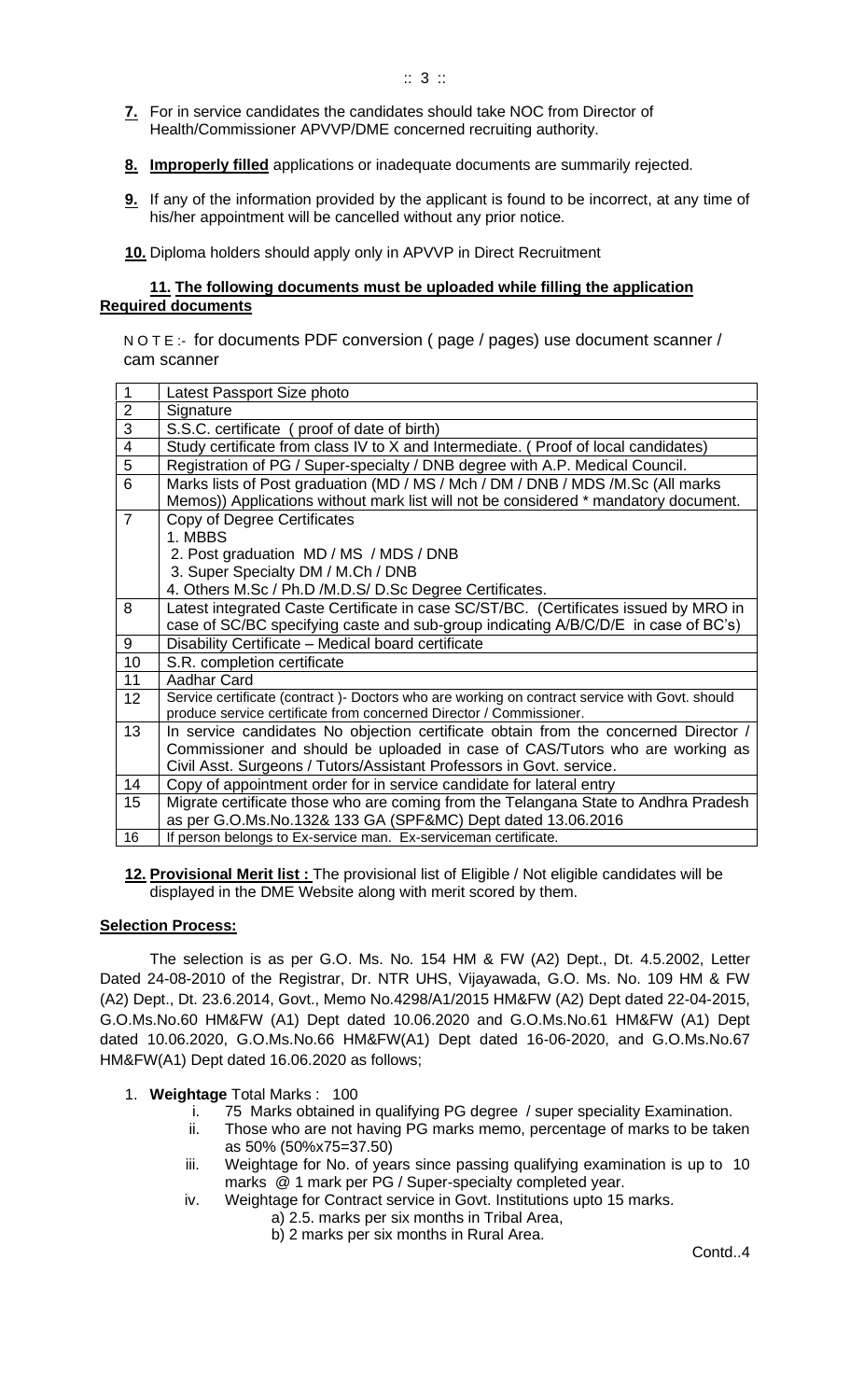**7.** For in service candidates the candidates should take NOC from Director of Health/Commissioner APVVP/DME concerned recruiting authority.

**8.** **Improperly filled** applications or inadequate documents are summarily rejected.

**9.** If any of the information provided by the applicant is found to be incorrect, at any time of his/her appointment will be cancelled without any prior notice.

**10.** Diploma holders should apply only in APVVP in Direct Recruitment

**11. The following documents must be uploaded while filling the application**
**Required documents**

N O T E :- for documents PDF conversion ( page / pages) use document scanner / cam scanner

| | |
|---|---|
| 1 | Latest Passport Size photo |
| 2 | Signature |
| 3 | S.S.C. certificate ( proof of date of birth) |
| 4 | Study certificate from class IV to X and Intermediate. ( Proof of local candidates) |
| 5 | Registration of PG / Super-specialty / DNB degree with A.P. Medical Council. |
| 6 | Marks lists of Post graduation (MD / MS / Mch / DM / DNB / MDS /M.Sc (All marks Memos)) Applications without mark list will not be considered * mandatory document. |
| 7 | Copy of Degree Certificates<br>1. MBBS<br>2. Post graduation MD / MS / MDS / DNB<br>3. Super Specialty DM / M.Ch / DNB<br>4. Others M.Sc / Ph.D /M.D.S/ D.Sc Degree Certificates. |
| 8 | Latest integrated Caste Certificate in case SC/ST/BC. (Certificates issued by MRO in case of SC/BC specifying caste and sub-group indicating A/B/C/D/E in case of BC's) |
| 9 | Disability Certificate – Medical board certificate |
| 10 | S.R. completion certificate |
| 11 | Aadhar Card |
| 12 | Service certificate (contract )- Doctors who are working on contract service with Govt. should produce service certificate from concerned Director / Commissioner. |
| 13 | In service candidates No objection certificate obtain from the concerned Director / Commissioner and should be uploaded in case of CAS/Tutors who are working as Civil Asst. Surgeons / Tutors/Assistant Professors in Govt. service. |
| 14 | Copy of appointment order for in service candidate for lateral entry |
| 15 | Migrate certificate those who are coming from the Telangana State to Andhra Pradesh as per G.O.Ms.No.132& 133 GA (SPF&MC) Dept dated 13.06.2016 |
| 16 | If person belongs to Ex-service man. Ex-serviceman certificate. |

**12. Provisional Merit list :** The provisional list of Eligible / Not eligible candidates will be displayed in the DME Website along with merit scored by them.

**Selection Process:**

The selection is as per G.O. Ms. No. 154 HM & FW (A2) Dept., Dt. 4.5.2002, Letter Dated 24-08-2010 of the Registrar, Dr. NTR UHS, Vijayawada, G.O. Ms. No. 109 HM & FW (A2) Dept., Dt. 23.6.2014, Govt., Memo No.4298/A1/2015 HM&FW (A2) Dept dated 22-04-2015, G.O.Ms.No.60 HM&FW (A1) Dept dated 10.06.2020 and G.O.Ms.No.61 HM&FW (A1) Dept dated 10.06.2020, G.O.Ms.No.66 HM&FW(A1) Dept dated 16-06-2020, and G.O.Ms.No.67 HM&FW(A1) Dept dated 16.06.2020 as follows;

1. **Weightage** Total Marks : 100
   i. 75 Marks obtained in qualifying PG degree / super speciality Examination.
   ii. Those who are not having PG marks memo, percentage of marks to be taken as 50% (50%x75=37.50)
   iii. Weightage for No. of years since passing qualifying examination is up to 10 marks @ 1 mark per PG / Super-specialty completed year.
   iv. Weightage for Contract service in Govt. Institutions upto 15 marks.
      a) 2.5. marks per six months in Tribal Area,
      b) 2 marks per six months in Rural Area.

Contd..4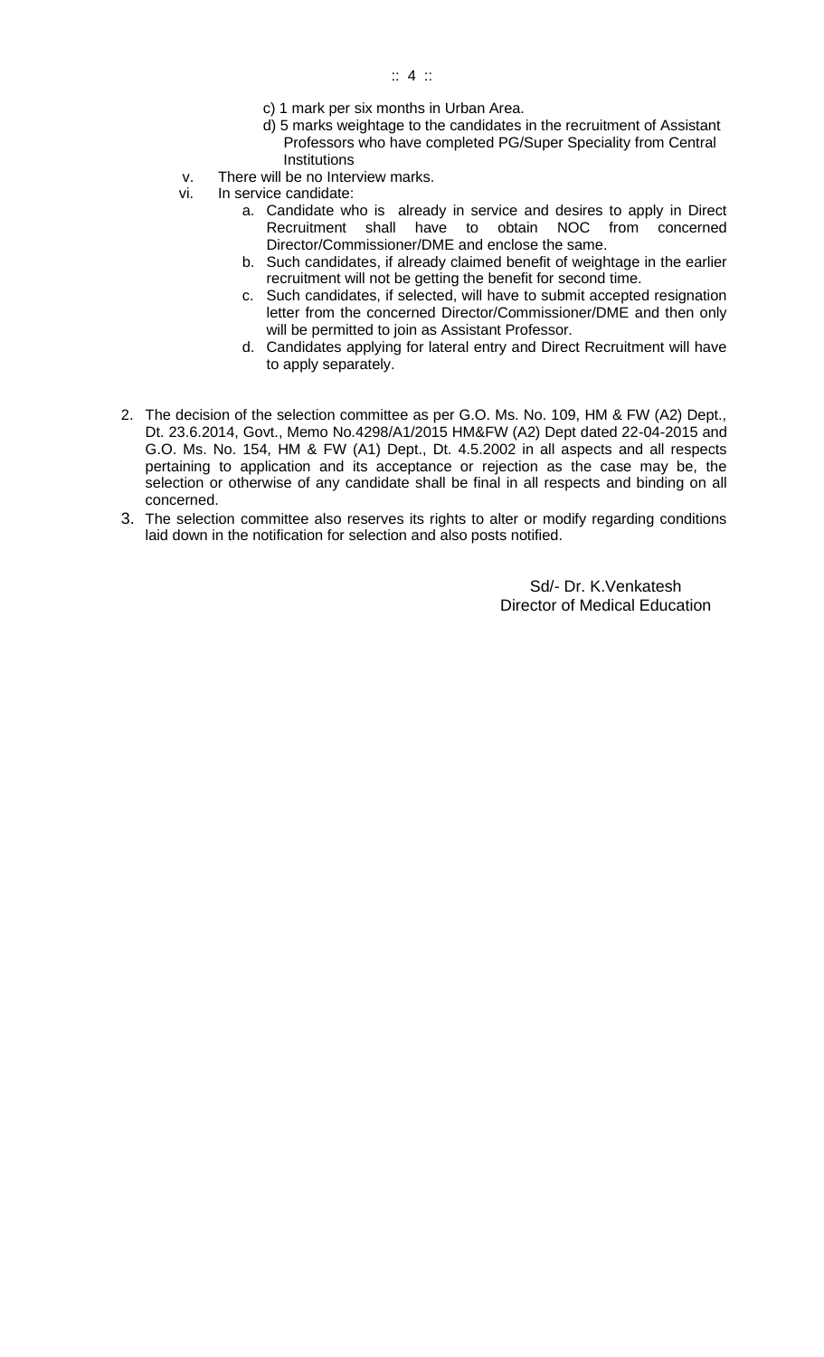c) 1 mark per six months in Urban Area.

d) 5 marks weightage to the candidates in the recruitment of Assistant Professors who have completed PG/Super Speciality from Central Institutions

v. There will be no Interview marks.

vi. In service candidate:

a. Candidate who is already in service and desires to apply in Direct Recruitment shall have to obtain NOC from concerned Director/Commissioner/DME and enclose the same.

b. Such candidates, if already claimed benefit of weightage in the earlier recruitment will not be getting the benefit for second time.

c. Such candidates, if selected, will have to submit accepted resignation letter from the concerned Director/Commissioner/DME and then only will be permitted to join as Assistant Professor.

d. Candidates applying for lateral entry and Direct Recruitment will have to apply separately.

2. The decision of the selection committee as per G.O. Ms. No. 109, HM & FW (A2) Dept., Dt. 23.6.2014, Govt., Memo No.4298/A1/2015 HM&FW (A2) Dept dated 22-04-2015 and G.O. Ms. No. 154, HM & FW (A1) Dept., Dt. 4.5.2002 in all aspects and all respects pertaining to application and its acceptance or rejection as the case may be, the selection or otherwise of any candidate shall be final in all respects and binding on all concerned.

3. The selection committee also reserves its rights to alter or modify regarding conditions laid down in the notification for selection and also posts notified.

Sd/- Dr. K.Venkatesh

Director of Medical Education